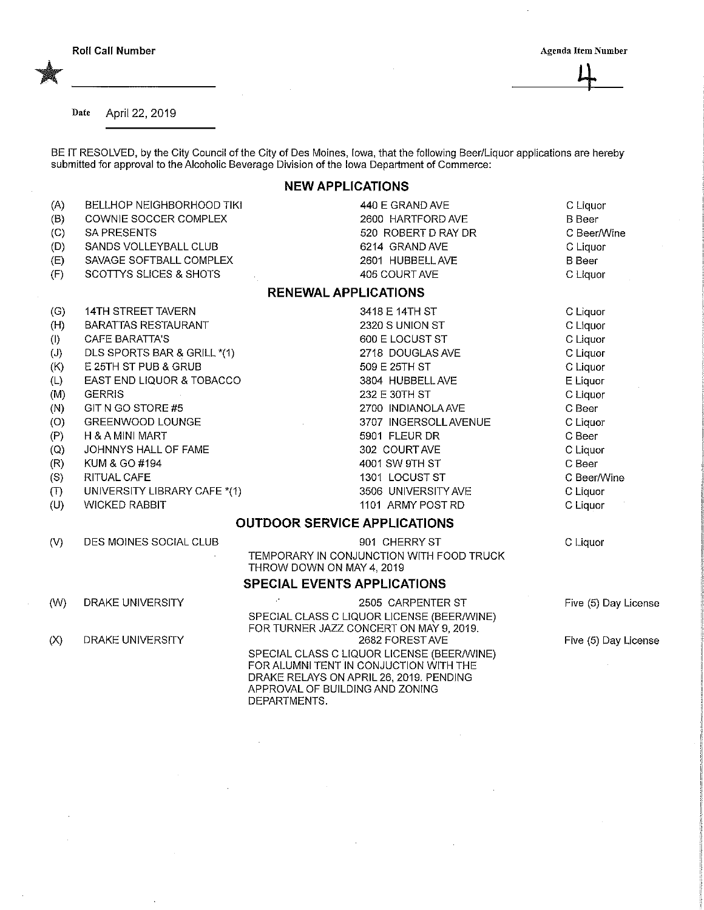Roll Call Number

Agenda Item Number

4

Date April 22, 2019

BE IT RESOLVED, by the City Council of the City of Des Moines, Iowa, that the following Beer/Liquor applications are hereby submitted for approval to the Alcoholic Beverage Division of the Iowa Department of Commerce:

## NEW APPLICATIONS

| | | | |
|---|---|---|---|
| (A) | BELLHOP NEIGHBORHOOD TIKI | 440 E GRAND AVE | C Liquor |
| (B) | COWNIE SOCCER COMPLEX | 2600 HARTFORD AVE | B Beer |
| (C) | SA PRESENTS | 520 ROBERT D RAY DR | C Beer/Wine |
| (D) | SANDS VOLLEYBALL CLUB | 6214 GRAND AVE | C Liquor |
| (E) | SAVAGE SOFTBALL COMPLEX | 2601 HUBBELL AVE | B Beer |
| (F) | SCOTTYS SLICES & SHOTS | 405 COURT AVE | C Liquor |

## RENEWAL APPLICATIONS

| | | | |
|---|---|---|---|
| (G) | 14TH STREET TAVERN | 3418 E 14TH ST | C Liquor |
| (H) | BARATTAS RESTAURANT | 2320 S UNION ST | C Liquor |
| (I) | CAFE BARATTA'S | 600 E LOCUST ST | C Liquor |
| (J) | DLS SPORTS BAR & GRILL *(1) | 2718 DOUGLAS AVE | C Liquor |
| (K) | E 25TH ST PUB & GRUB | 509 E 25TH ST | C Liquor |
| (L) | EAST END LIQUOR & TOBACCO | 3804 HUBBELL AVE | E Liquor |
| (M) | GERRIS | 232 E 30TH ST | C Liquor |
| (N) | GIT N GO STORE #5 | 2700 INDIANOLA AVE | C Beer |
| (O) | GREENWOOD LOUNGE | 3707 INGERSOLL AVENUE | C Liquor |
| (P) | H & A MINI MART | 5901 FLEUR DR | C Beer |
| (Q) | JOHNNYS HALL OF FAME | 302 COURT AVE | C Liquor |
| (R) | KUM & GO #194 | 4001 SW 9TH ST | C Beer |
| (S) | RITUAL CAFE | 1301 LOCUST ST | C Beer/Wine |
| (T) | UNIVERSITY LIBRARY CAFE *(1) | 3506 UNIVERSITY AVE | C Liquor |
| (U) | WICKED RABBIT | 1101 ARMY POST RD | C Liquor |

## OUTDOOR SERVICE APPLICATIONS

| | | | |
|---|---|---|---|
| (V) | DES MOINES SOCIAL CLUB | 901 CHERRY ST<br>TEMPORARY IN CONJUNCTION WITH FOOD TRUCK THROW DOWN ON MAY 4, 2019 | C Liquor |

## SPECIAL EVENTS APPLICATIONS

| | | | |
|---|---|---|---|
| (W) | DRAKE UNIVERSITY | 2505 CARPENTER ST<br>SPECIAL CLASS C LIQUOR LICENSE (BEER/WINE) FOR TURNER JAZZ CONCERT ON MAY 9, 2019. | Five (5) Day License |
| (X) | DRAKE UNIVERSITY | 2682 FOREST AVE<br>SPECIAL CLASS C LIQUOR LICENSE (BEER/WINE) FOR ALUMNI TENT IN CONJUCTION WITH THE DRAKE RELAYS ON APRIL 26, 2019. PENDING APPROVAL OF BUILDING AND ZONING DEPARTMENTS. | Five (5) Day License |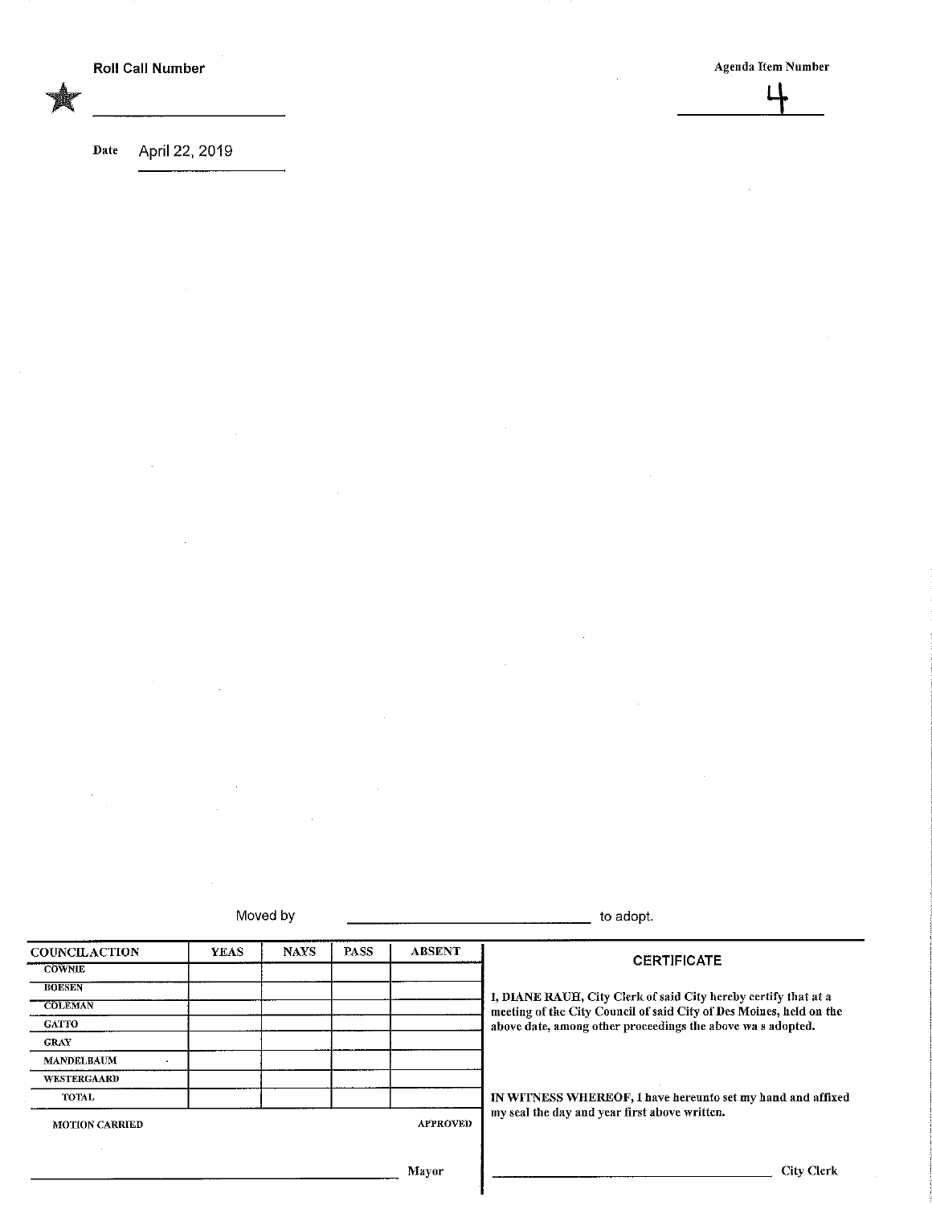Roll Call Number

★ ____________________

Date April 22, 2019

Agenda Item Number

4

Moved by ______________________________ to adopt.

| COUNCILACTION | YEAS | NAYS | PASS | ABSENT |
|---|---|---|---|---|
| COWNIE | | | | |
| BOESEN | | | | |
| COLEMAN | | | | |
| GATTO | | | | |
| GRAY | | | | |
| MANDELBAUM | | | | |
| WESTERGAARD | | | | |
| TOTAL | | | | |

MOTION CARRIED APPROVED

______________________________ Mayor

**CERTIFICATE**

**I, DIANE RAUH, City Clerk of said City hereby certify that at a meeting of the City Council of said City of Des Moines, held on the above date, among other proceedings the above wa s adopted.**

**IN WITNESS WHEREOF, I have hereunto set my hand and affixed my seal the day and year first above written.**

______________________________ City Clerk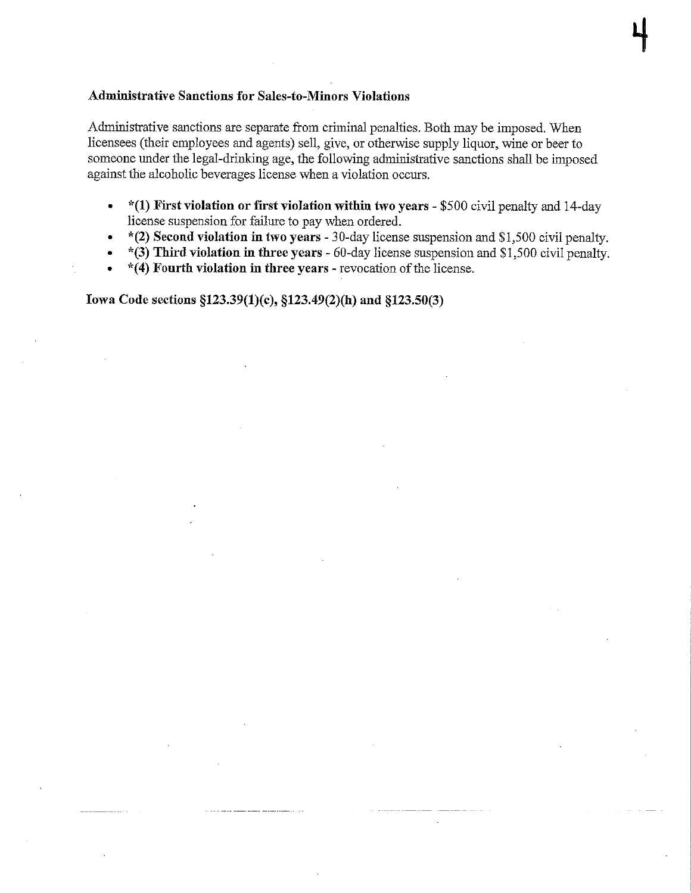**Administrative Sanctions for Sales-to-Minors Violations**

Administrative sanctions are separate from criminal penalties. Both may be imposed. When licensees (their employees and agents) sell, give, or otherwise supply liquor, wine or beer to someone under the legal-drinking age, the following administrative sanctions shall be imposed against the alcoholic beverages license when a violation occurs.

- ***(1) First violation or first violation within two years** - $500 civil penalty and 14-day license suspension for failure to pay when ordered.
- ***(2) Second violation in two years** - 30-day license suspension and $1,500 civil penalty.
- ***(3) Third violation in three years** - 60-day license suspension and $1,500 civil penalty.
- ***(4) Fourth violation in three years** - revocation of the license.

**Iowa Code sections §123.39(1)(c), §123.49(2)(h) and §123.50(3)**